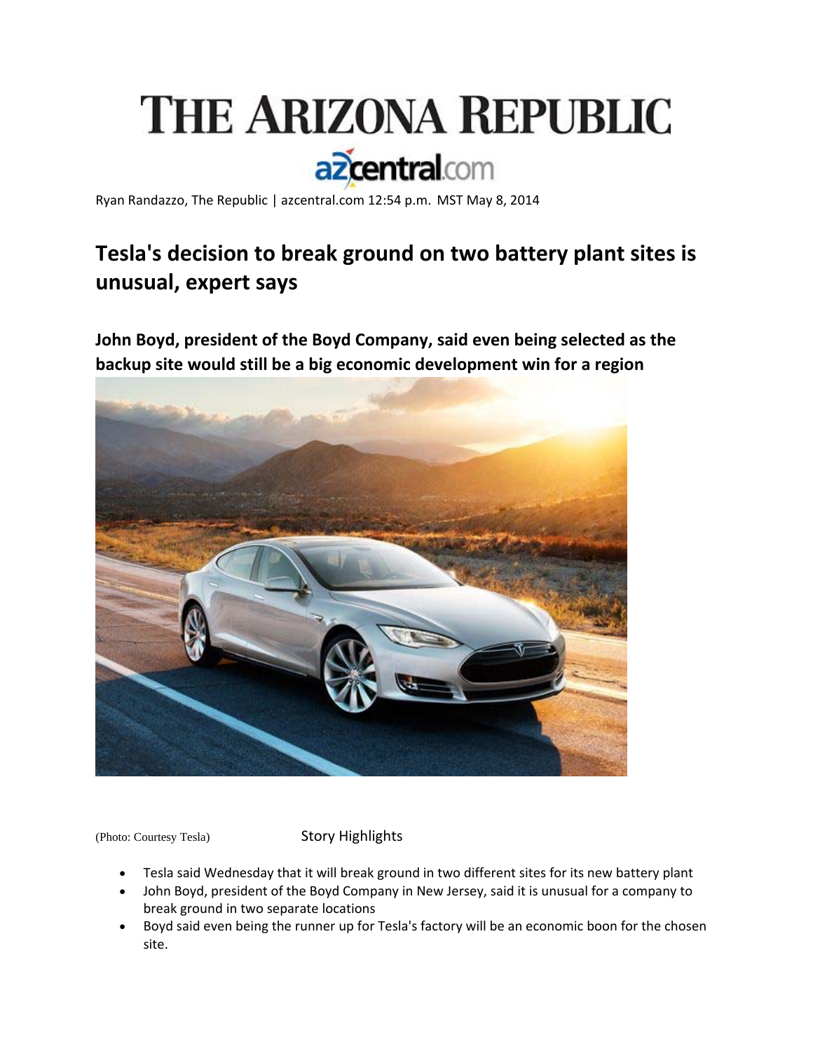# THE ARIZONA REPUBLIC

azcentral.com

Ryan Randazzo, The Republic | azcentral.com 12:54 p.m. MST May 8, 2014

## Tesla's decision to break ground on two battery plant sites is unusual, expert says

**John Boyd, president of the Boyd Company, said even being selected as the backup site would still be a big economic development win for a region**

(Photo: Courtesy Tesla)

Story Highlights

- Tesla said Wednesday that it will break ground in two different sites for its new battery plant
- John Boyd, president of the Boyd Company in New Jersey, said it is unusual for a company to break ground in two separate locations
- Boyd said even being the runner up for Tesla's factory will be an economic boon for the chosen site.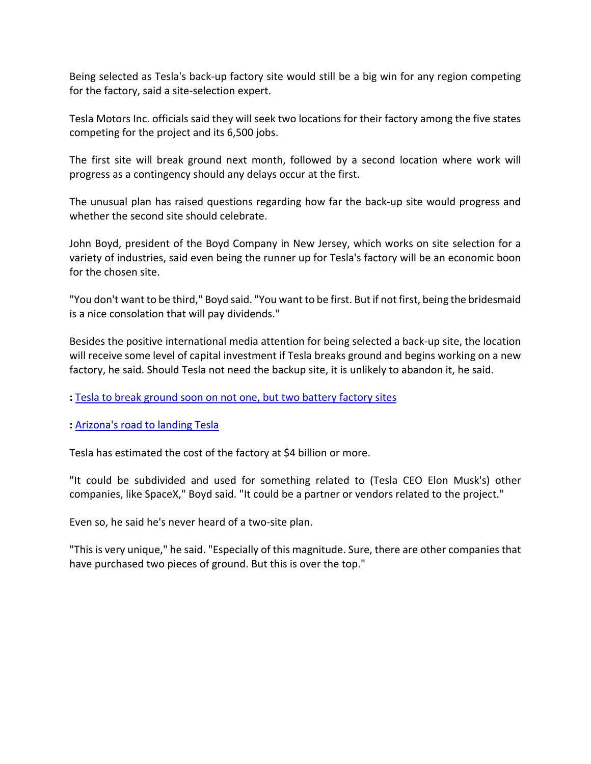Being selected as Tesla's back-up factory site would still be a big win for any region competing for the factory, said a site-selection expert.

Tesla Motors Inc. officials said they will seek two locations for their factory among the five states competing for the project and its 6,500 jobs.

The first site will break ground next month, followed by a second location where work will progress as a contingency should any delays occur at the first.

The unusual plan has raised questions regarding how far the back-up site would progress and whether the second site should celebrate.

John Boyd, president of the Boyd Company in New Jersey, which works on site selection for a variety of industries, said even being the runner up for Tesla's factory will be an economic boon for the chosen site.

"You don't want to be third," Boyd said. "You want to be first. But if not first, being the bridesmaid is a nice consolation that will pay dividends."

Besides the positive international media attention for being selected a back-up site, the location will receive some level of capital investment if Tesla breaks ground and begins working on a new factory, he said. Should Tesla not need the backup site, it is unlikely to abandon it, he said.

**:** Tesla to break ground soon on not one, but two battery factory sites

**:** Arizona's road to landing Tesla

Tesla has estimated the cost of the factory at $4 billion or more.

"It could be subdivided and used for something related to (Tesla CEO Elon Musk's) other companies, like SpaceX," Boyd said. "It could be a partner or vendors related to the project."

Even so, he said he's never heard of a two-site plan.

"This is very unique," he said. "Especially of this magnitude. Sure, there are other companies that have purchased two pieces of ground. But this is over the top."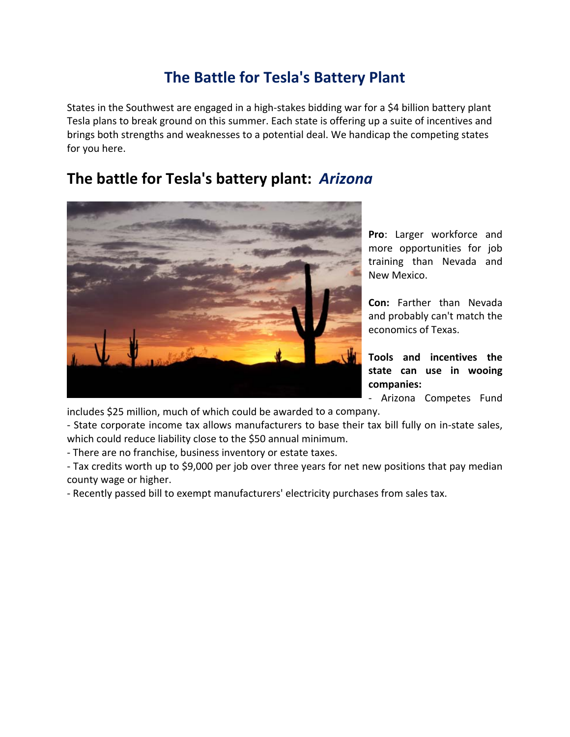# The Battle for Tesla's Battery Plant

States in the Southwest are engaged in a high-stakes bidding war for a $4 billion battery plant Tesla plans to break ground on this summer. Each state is offering up a suite of incentives and brings both strengths and weaknesses to a potential deal. We handicap the competing states for you here.

## The battle for Tesla's battery plant: *Arizona*

**Pro**: Larger workforce and more opportunities for job training than Nevada and New Mexico.

**Con:** Farther than Nevada and probably can't match the economics of Texas.

**Tools and incentives the state can use in wooing companies:**

- Arizona Competes Fund includes $25 million, much of which could be awarded to a company.
- State corporate income tax allows manufacturers to base their tax bill fully on in-state sales, which could reduce liability close to the $50 annual minimum.
- There are no franchise, business inventory or estate taxes.
- Tax credits worth up to $9,000 per job over three years for net new positions that pay median county wage or higher.
- Recently passed bill to exempt manufacturers' electricity purchases from sales tax.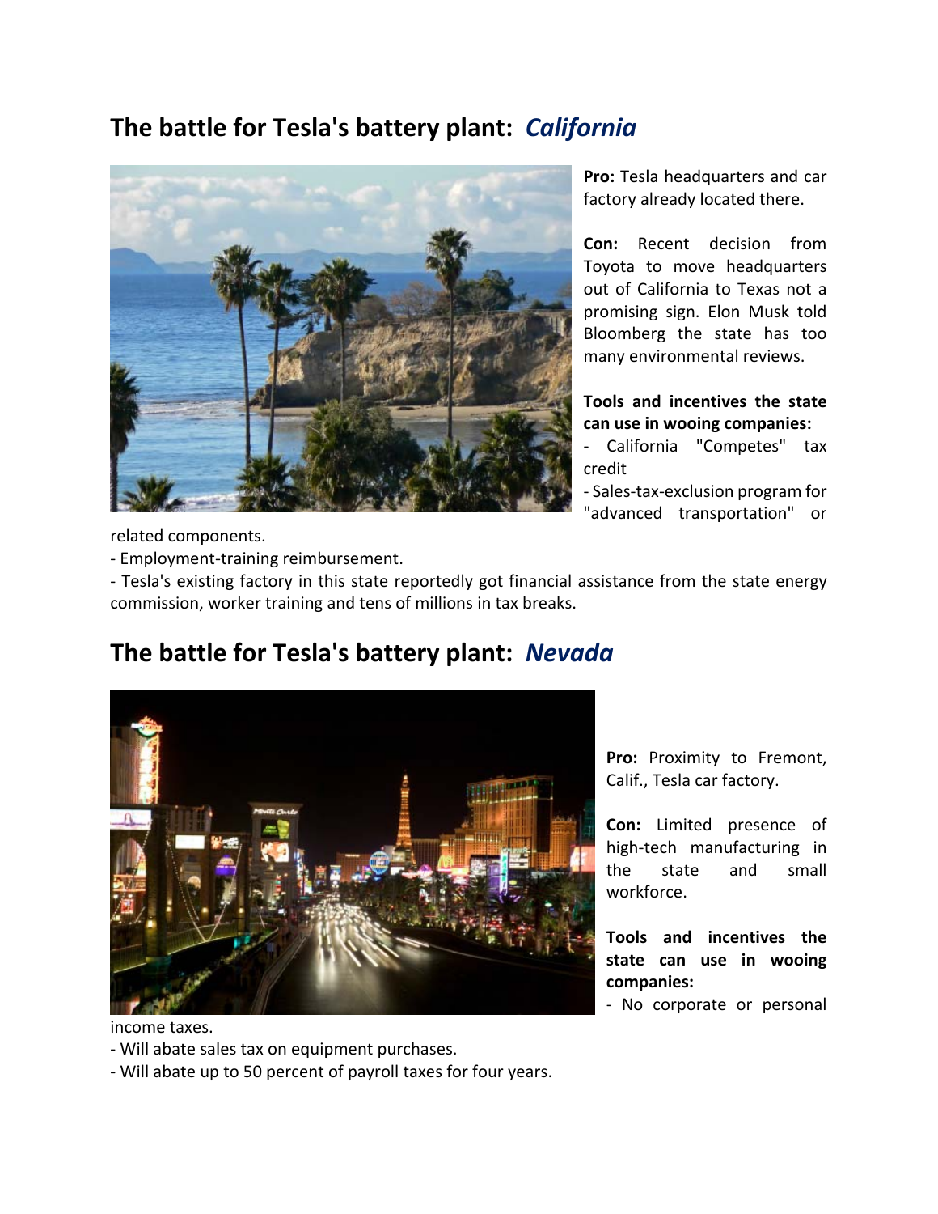## The battle for Tesla's battery plant: *California*

**Pro:** Tesla headquarters and car factory already located there.

**Con:** Recent decision from Toyota to move headquarters out of California to Texas not a promising sign. Elon Musk told Bloomberg the state has too many environmental reviews.

**Tools and incentives the state can use in wooing companies:**

- California "Competes" tax credit
- Sales-tax-exclusion program for "advanced transportation" or related components.
- Employment-training reimbursement.
- Tesla's existing factory in this state reportedly got financial assistance from the state energy commission, worker training and tens of millions in tax breaks.

## The battle for Tesla's battery plant: *Nevada*

**Pro:** Proximity to Fremont, Calif., Tesla car factory.

**Con:** Limited presence of high-tech manufacturing in the state and small workforce.

**Tools and incentives the state can use in wooing companies:**

- No corporate or personal income taxes.
- Will abate sales tax on equipment purchases.
- Will abate up to 50 percent of payroll taxes for four years.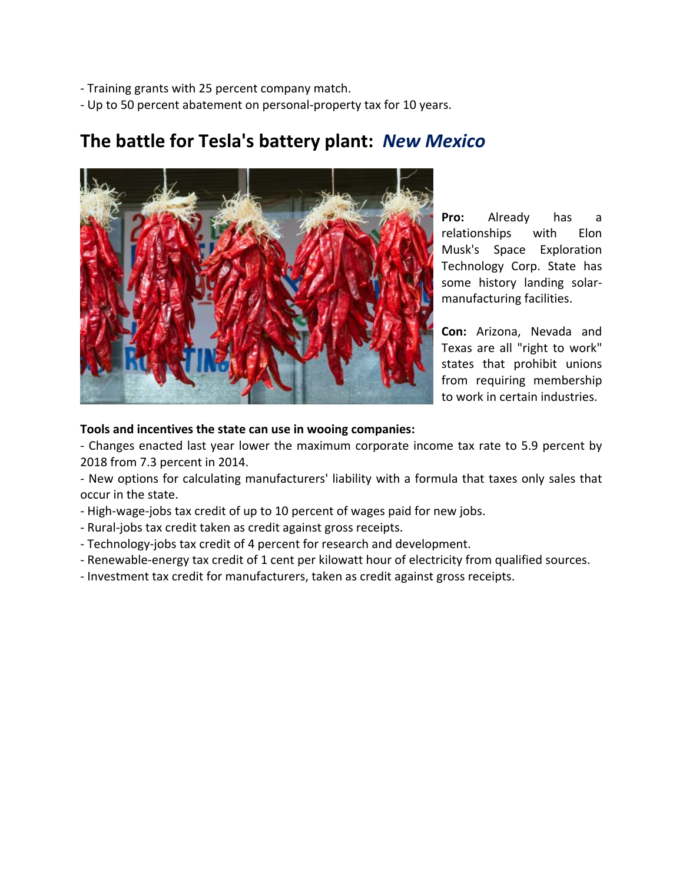- Training grants with 25 percent company match.
- Up to 50 percent abatement on personal-property tax for 10 years.

## The battle for Tesla's battery plant: *New Mexico*

**Pro:** Already has a relationships with Elon Musk's Space Exploration Technology Corp. State has some history landing solar-manufacturing facilities.

**Con:** Arizona, Nevada and Texas are all "right to work" states that prohibit unions from requiring membership to work in certain industries.

**Tools and incentives the state can use in wooing companies:**

- Changes enacted last year lower the maximum corporate income tax rate to 5.9 percent by 2018 from 7.3 percent in 2014.
- New options for calculating manufacturers' liability with a formula that taxes only sales that occur in the state.
- High-wage-jobs tax credit of up to 10 percent of wages paid for new jobs.
- Rural-jobs tax credit taken as credit against gross receipts.
- Technology-jobs tax credit of 4 percent for research and development.
- Renewable-energy tax credit of 1 cent per kilowatt hour of electricity from qualified sources.
- Investment tax credit for manufacturers, taken as credit against gross receipts.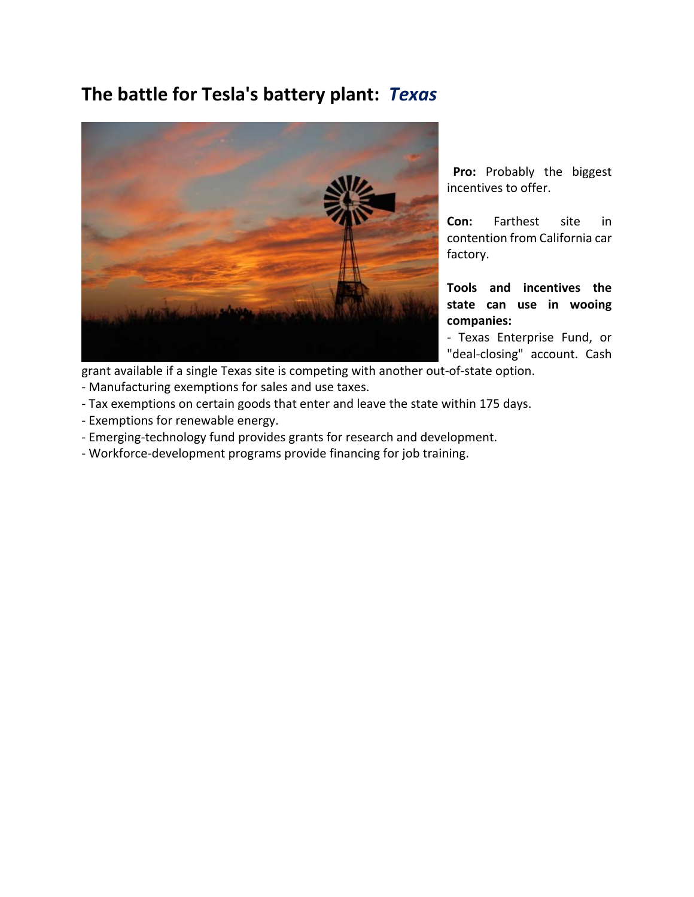# The battle for Tesla's battery plant: *Texas*

**Pro:** Probably the biggest incentives to offer.

**Con:** Farthest site in contention from California car factory.

**Tools and incentives the state can use in wooing companies:**

- Texas Enterprise Fund, or "deal-closing" account. Cash grant available if a single Texas site is competing with another out-of-state option.
- Manufacturing exemptions for sales and use taxes.
- Tax exemptions on certain goods that enter and leave the state within 175 days.
- Exemptions for renewable energy.
- Emerging-technology fund provides grants for research and development.
- Workforce-development programs provide financing for job training.